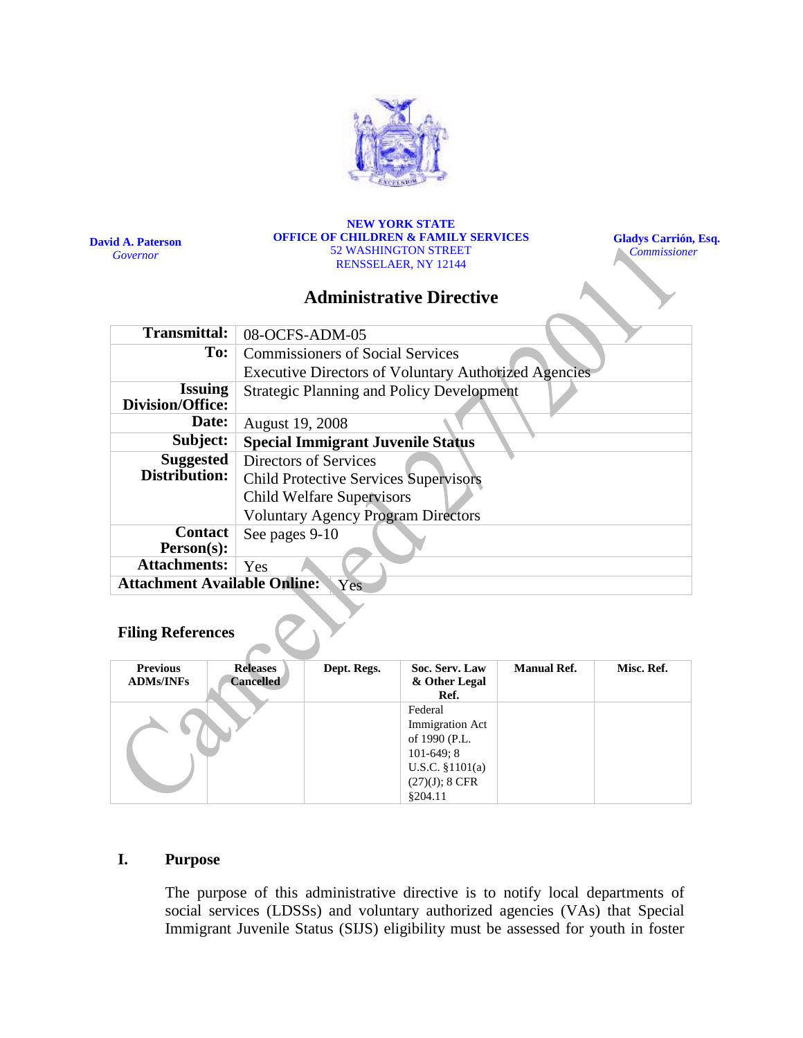**David A. Paterson**
*Governor*

**NEW YORK STATE**
**OFFICE OF CHILDREN & FAMILY SERVICES**
52 WASHINGTON STREET
RENSSELAER, NY 12144

**Gladys Carrión, Esq.**
*Commissioner*

Cancelled 2/7/2011

# Administrative Directive

| | |
|---|---|
| **Transmittal:** | 08-OCFS-ADM-05 |
| **To:** | Commissioners of Social Services<br>Executive Directors of Voluntary Authorized Agencies |
| **Issuing Division/Office:** | Strategic Planning and Policy Development |
| **Date:** | August 19, 2008 |
| **Subject:** | **Special Immigrant Juvenile Status** |
| **Suggested Distribution:** | Directors of Services<br>Child Protective Services Supervisors<br>Child Welfare Supervisors<br>Voluntary Agency Program Directors |
| **Contact Person(s):** | See pages 9-10 |
| **Attachments:** | Yes |
| **Attachment Available Online:** | Yes |

## Filing References

| Previous ADMs/INFs | Releases Cancelled | Dept. Regs. | Soc. Serv. Law & Other Legal Ref. | Manual Ref. | Misc. Ref. |
|---|---|---|---|---|---|
| | | | Federal Immigration Act of 1990 (P.L. 101-649; 8 U.S.C. §1101(a)(27)(J); 8 CFR §204.11 | | |

## I. Purpose

The purpose of this administrative directive is to notify local departments of social services (LDSSs) and voluntary authorized agencies (VAs) that Special Immigrant Juvenile Status (SIJS) eligibility must be assessed for youth in foster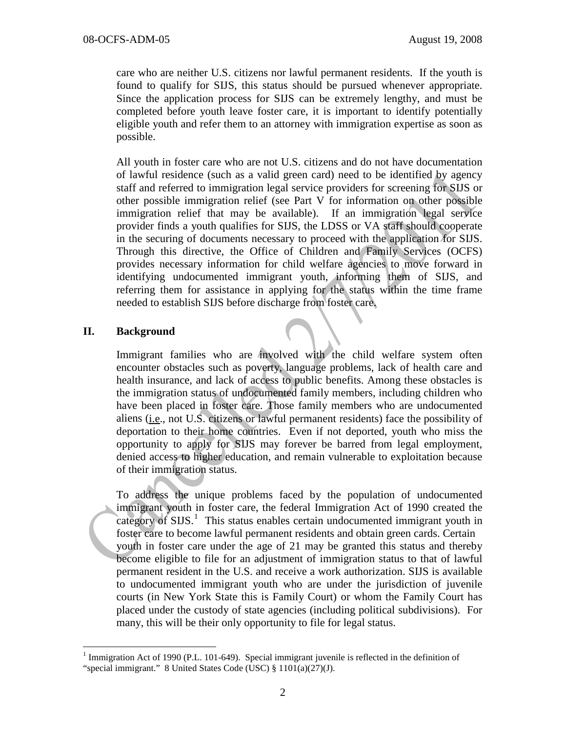care who are neither U.S. citizens nor lawful permanent residents. If the youth is found to qualify for SIJS, this status should be pursued whenever appropriate. Since the application process for SIJS can be extremely lengthy, and must be completed before youth leave foster care, it is important to identify potentially eligible youth and refer them to an attorney with immigration expertise as soon as possible.

All youth in foster care who are not U.S. citizens and do not have documentation of lawful residence (such as a valid green card) need to be identified by agency staff and referred to immigration legal service providers for screening for SIJS or other possible immigration relief (see Part V for information on other possible immigration relief that may be available). If an immigration legal service provider finds a youth qualifies for SIJS, the LDSS or VA staff should cooperate in the securing of documents necessary to proceed with the application for SIJS. Through this directive, the Office of Children and Family Services (OCFS) provides necessary information for child welfare agencies to move forward in identifying undocumented immigrant youth, informing them of SIJS, and referring them for assistance in applying for the status within the time frame needed to establish SIJS before discharge from foster care.

## II. Background

Immigrant families who are involved with the child welfare system often encounter obstacles such as poverty, language problems, lack of health care and health insurance, and lack of access to public benefits. Among these obstacles is the immigration status of undocumented family members, including children who have been placed in foster care. Those family members who are undocumented aliens (i.e., not U.S. citizens or lawful permanent residents) face the possibility of deportation to their home countries. Even if not deported, youth who miss the opportunity to apply for SIJS may forever be barred from legal employment, denied access to higher education, and remain vulnerable to exploitation because of their immigration status.

To address the unique problems faced by the population of undocumented immigrant youth in foster care, the federal Immigration Act of 1990 created the category of SIJS.[1] This status enables certain undocumented immigrant youth in foster care to become lawful permanent residents and obtain green cards. Certain youth in foster care under the age of 21 may be granted this status and thereby become eligible to file for an adjustment of immigration status to that of lawful permanent resident in the U.S. and receive a work authorization. SIJS is available to undocumented immigrant youth who are under the jurisdiction of juvenile courts (in New York State this is Family Court) or whom the Family Court has placed under the custody of state agencies (including political subdivisions). For many, this will be their only opportunity to file for legal status.

[1] Immigration Act of 1990 (P.L. 101-649). Special immigrant juvenile is reflected in the definition of "special immigrant." 8 United States Code (USC) § 1101(a)(27)(J).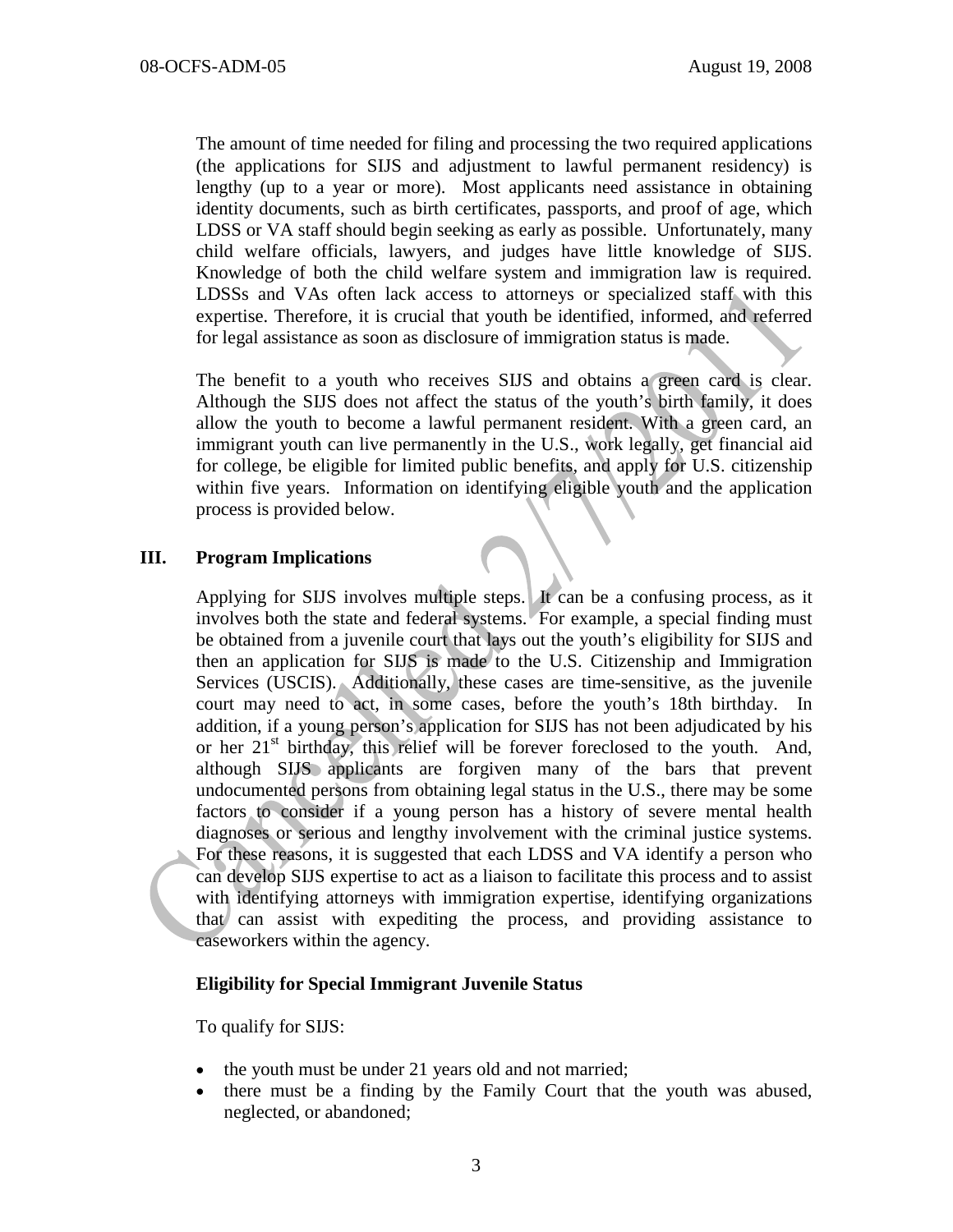The amount of time needed for filing and processing the two required applications (the applications for SIJS and adjustment to lawful permanent residency) is lengthy (up to a year or more). Most applicants need assistance in obtaining identity documents, such as birth certificates, passports, and proof of age, which LDSS or VA staff should begin seeking as early as possible. Unfortunately, many child welfare officials, lawyers, and judges have little knowledge of SIJS. Knowledge of both the child welfare system and immigration law is required. LDSSs and VAs often lack access to attorneys or specialized staff with this expertise. Therefore, it is crucial that youth be identified, informed, and referred for legal assistance as soon as disclosure of immigration status is made.

The benefit to a youth who receives SIJS and obtains a green card is clear. Although the SIJS does not affect the status of the youth's birth family, it does allow the youth to become a lawful permanent resident. With a green card, an immigrant youth can live permanently in the U.S., work legally, get financial aid for college, be eligible for limited public benefits, and apply for U.S. citizenship within five years. Information on identifying eligible youth and the application process is provided below.

## III. Program Implications

Applying for SIJS involves multiple steps. It can be a confusing process, as it involves both the state and federal systems. For example, a special finding must be obtained from a juvenile court that lays out the youth's eligibility for SIJS and then an application for SIJS is made to the U.S. Citizenship and Immigration Services (USCIS). Additionally, these cases are time-sensitive, as the juvenile court may need to act, in some cases, before the youth's 18th birthday. In addition, if a young person's application for SIJS has not been adjudicated by his or her 21st birthday, this relief will be forever foreclosed to the youth. And, although SIJS applicants are forgiven many of the bars that prevent undocumented persons from obtaining legal status in the U.S., there may be some factors to consider if a young person has a history of severe mental health diagnoses or serious and lengthy involvement with the criminal justice systems. For these reasons, it is suggested that each LDSS and VA identify a person who can develop SIJS expertise to act as a liaison to facilitate this process and to assist with identifying attorneys with immigration expertise, identifying organizations that can assist with expediting the process, and providing assistance to caseworkers within the agency.

**Eligibility for Special Immigrant Juvenile Status**

To qualify for SIJS:

- the youth must be under 21 years old and not married;
- there must be a finding by the Family Court that the youth was abused, neglected, or abandoned;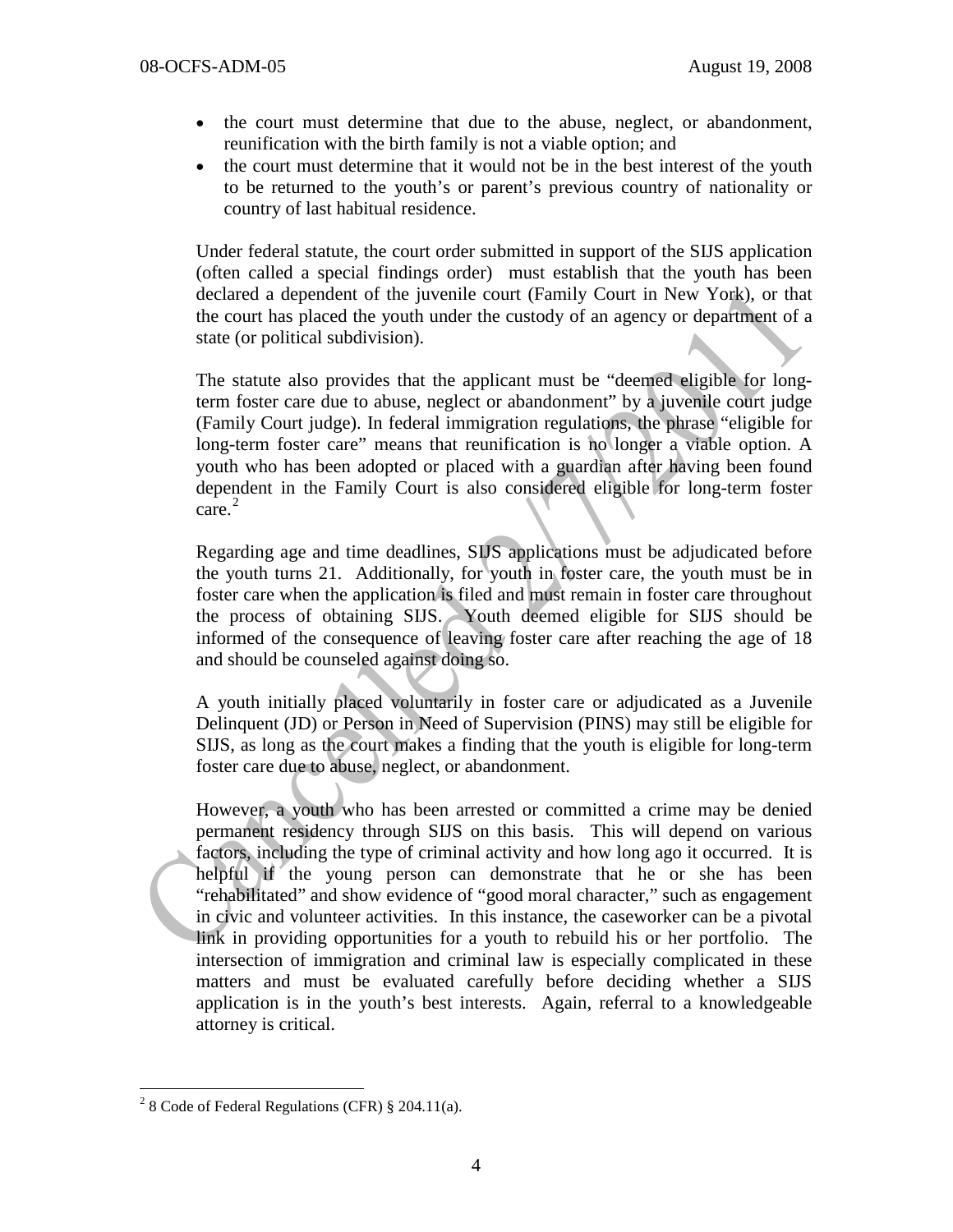- the court must determine that due to the abuse, neglect, or abandonment, reunification with the birth family is not a viable option; and
- the court must determine that it would not be in the best interest of the youth to be returned to the youth's or parent's previous country of nationality or country of last habitual residence.

Under federal statute, the court order submitted in support of the SIJS application (often called a special findings order) must establish that the youth has been declared a dependent of the juvenile court (Family Court in New York), or that the court has placed the youth under the custody of an agency or department of a state (or political subdivision).

The statute also provides that the applicant must be "deemed eligible for long-term foster care due to abuse, neglect or abandonment" by a juvenile court judge (Family Court judge). In federal immigration regulations, the phrase "eligible for long-term foster care" means that reunification is no longer a viable option. A youth who has been adopted or placed with a guardian after having been found dependent in the Family Court is also considered eligible for long-term foster care.[2]

Regarding age and time deadlines, SIJS applications must be adjudicated before the youth turns 21. Additionally, for youth in foster care, the youth must be in foster care when the application is filed and must remain in foster care throughout the process of obtaining SIJS. Youth deemed eligible for SIJS should be informed of the consequence of leaving foster care after reaching the age of 18 and should be counseled against doing so.

A youth initially placed voluntarily in foster care or adjudicated as a Juvenile Delinquent (JD) or Person in Need of Supervision (PINS) may still be eligible for SIJS, as long as the court makes a finding that the youth is eligible for long-term foster care due to abuse, neglect, or abandonment.

However, a youth who has been arrested or committed a crime may be denied permanent residency through SIJS on this basis. This will depend on various factors, including the type of criminal activity and how long ago it occurred. It is helpful if the young person can demonstrate that he or she has been "rehabilitated" and show evidence of "good moral character," such as engagement in civic and volunteer activities. In this instance, the caseworker can be a pivotal link in providing opportunities for a youth to rebuild his or her portfolio. The intersection of immigration and criminal law is especially complicated in these matters and must be evaluated carefully before deciding whether a SIJS application is in the youth's best interests. Again, referral to a knowledgeable attorney is critical.

---

[2] 8 Code of Federal Regulations (CFR) § 204.11(a).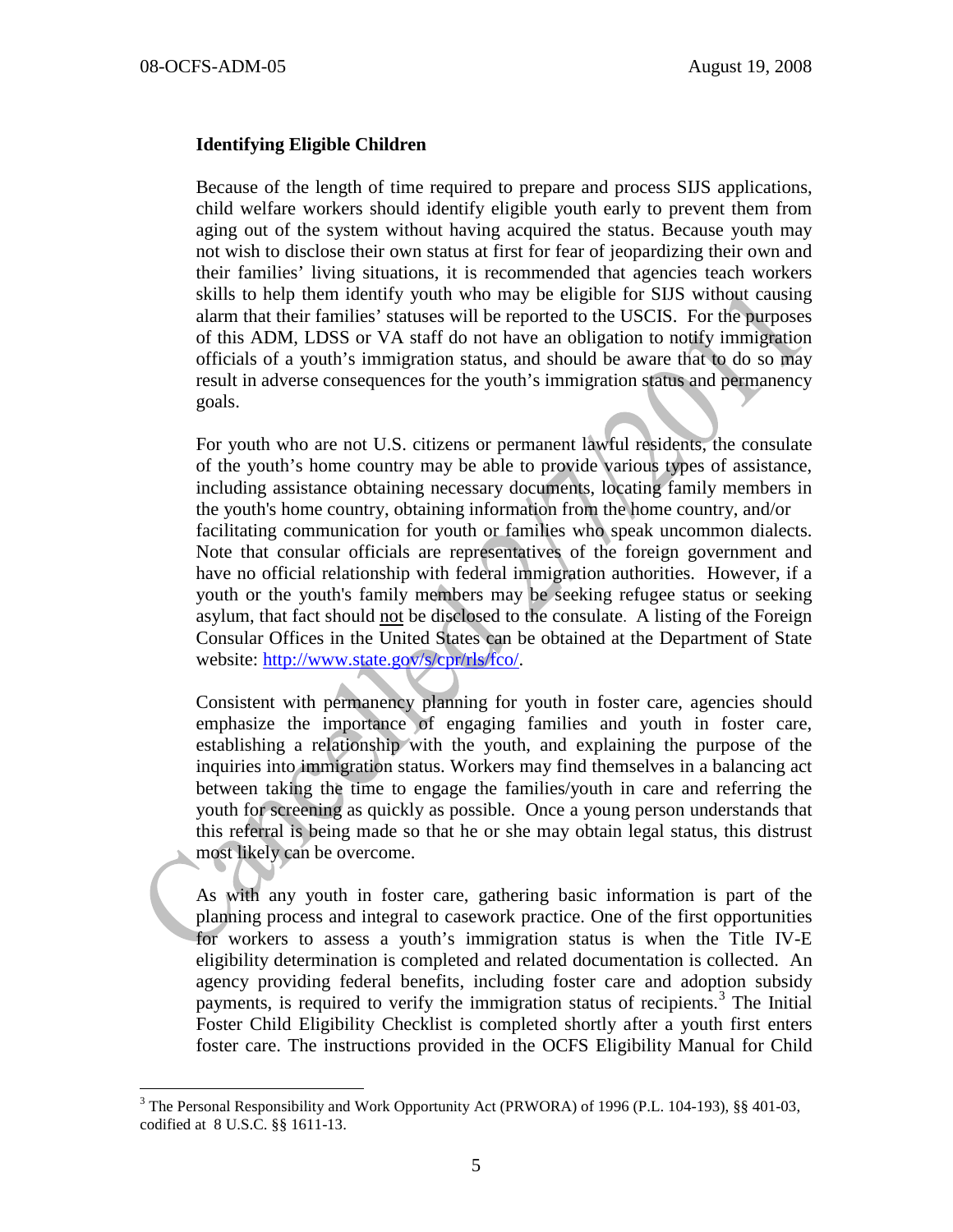**Identifying Eligible Children**

Because of the length of time required to prepare and process SIJS applications, child welfare workers should identify eligible youth early to prevent them from aging out of the system without having acquired the status. Because youth may not wish to disclose their own status at first for fear of jeopardizing their own and their families' living situations, it is recommended that agencies teach workers skills to help them identify youth who may be eligible for SIJS without causing alarm that their families' statuses will be reported to the USCIS. For the purposes of this ADM, LDSS or VA staff do not have an obligation to notify immigration officials of a youth's immigration status, and should be aware that to do so may result in adverse consequences for the youth's immigration status and permanency goals.

For youth who are not U.S. citizens or permanent lawful residents, the consulate of the youth's home country may be able to provide various types of assistance, including assistance obtaining necessary documents, locating family members in the youth's home country, obtaining information from the home country, and/or facilitating communication for youth or families who speak uncommon dialects. Note that consular officials are representatives of the foreign government and have no official relationship with federal immigration authorities. However, if a youth or the youth's family members may be seeking refugee status or seeking asylum, that fact should not be disclosed to the consulate. A listing of the Foreign Consular Offices in the United States can be obtained at the Department of State website: http://www.state.gov/s/cpr/rls/fco/.

Consistent with permanency planning for youth in foster care, agencies should emphasize the importance of engaging families and youth in foster care, establishing a relationship with the youth, and explaining the purpose of the inquiries into immigration status. Workers may find themselves in a balancing act between taking the time to engage the families/youth in care and referring the youth for screening as quickly as possible. Once a young person understands that this referral is being made so that he or she may obtain legal status, this distrust most likely can be overcome.

As with any youth in foster care, gathering basic information is part of the planning process and integral to casework practice. One of the first opportunities for workers to assess a youth's immigration status is when the Title IV-E eligibility determination is completed and related documentation is collected. An agency providing federal benefits, including foster care and adoption subsidy payments, is required to verify the immigration status of recipients.[3] The Initial Foster Child Eligibility Checklist is completed shortly after a youth first enters foster care. The instructions provided in the OCFS Eligibility Manual for Child

---

[3] The Personal Responsibility and Work Opportunity Act (PRWORA) of 1996 (P.L. 104-193), §§ 401-03, codified at 8 U.S.C. §§ 1611-13.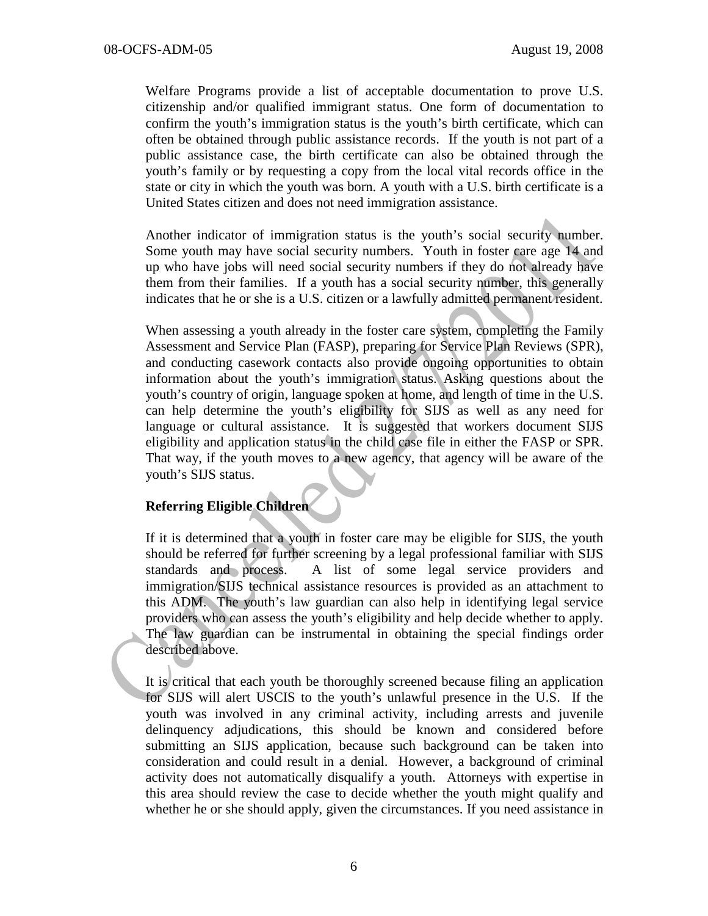Welfare Programs provide a list of acceptable documentation to prove U.S. citizenship and/or qualified immigrant status. One form of documentation to confirm the youth's immigration status is the youth's birth certificate, which can often be obtained through public assistance records. If the youth is not part of a public assistance case, the birth certificate can also be obtained through the youth's family or by requesting a copy from the local vital records office in the state or city in which the youth was born. A youth with a U.S. birth certificate is a United States citizen and does not need immigration assistance.

Another indicator of immigration status is the youth's social security number. Some youth may have social security numbers. Youth in foster care age 14 and up who have jobs will need social security numbers if they do not already have them from their families. If a youth has a social security number, this generally indicates that he or she is a U.S. citizen or a lawfully admitted permanent resident.

When assessing a youth already in the foster care system, completing the Family Assessment and Service Plan (FASP), preparing for Service Plan Reviews (SPR), and conducting casework contacts also provide ongoing opportunities to obtain information about the youth's immigration status. Asking questions about the youth's country of origin, language spoken at home, and length of time in the U.S. can help determine the youth's eligibility for SIJS as well as any need for language or cultural assistance. It is suggested that workers document SIJS eligibility and application status in the child case file in either the FASP or SPR. That way, if the youth moves to a new agency, that agency will be aware of the youth's SIJS status.

**Referring Eligible Children**

If it is determined that a youth in foster care may be eligible for SIJS, the youth should be referred for further screening by a legal professional familiar with SIJS standards and process. A list of some legal service providers and immigration/SIJS technical assistance resources is provided as an attachment to this ADM. The youth's law guardian can also help in identifying legal service providers who can assess the youth's eligibility and help decide whether to apply. The law guardian can be instrumental in obtaining the special findings order described above.

It is critical that each youth be thoroughly screened because filing an application for SIJS will alert USCIS to the youth's unlawful presence in the U.S. If the youth was involved in any criminal activity, including arrests and juvenile delinquency adjudications, this should be known and considered before submitting an SIJS application, because such background can be taken into consideration and could result in a denial. However, a background of criminal activity does not automatically disqualify a youth. Attorneys with expertise in this area should review the case to decide whether the youth might qualify and whether he or she should apply, given the circumstances. If you need assistance in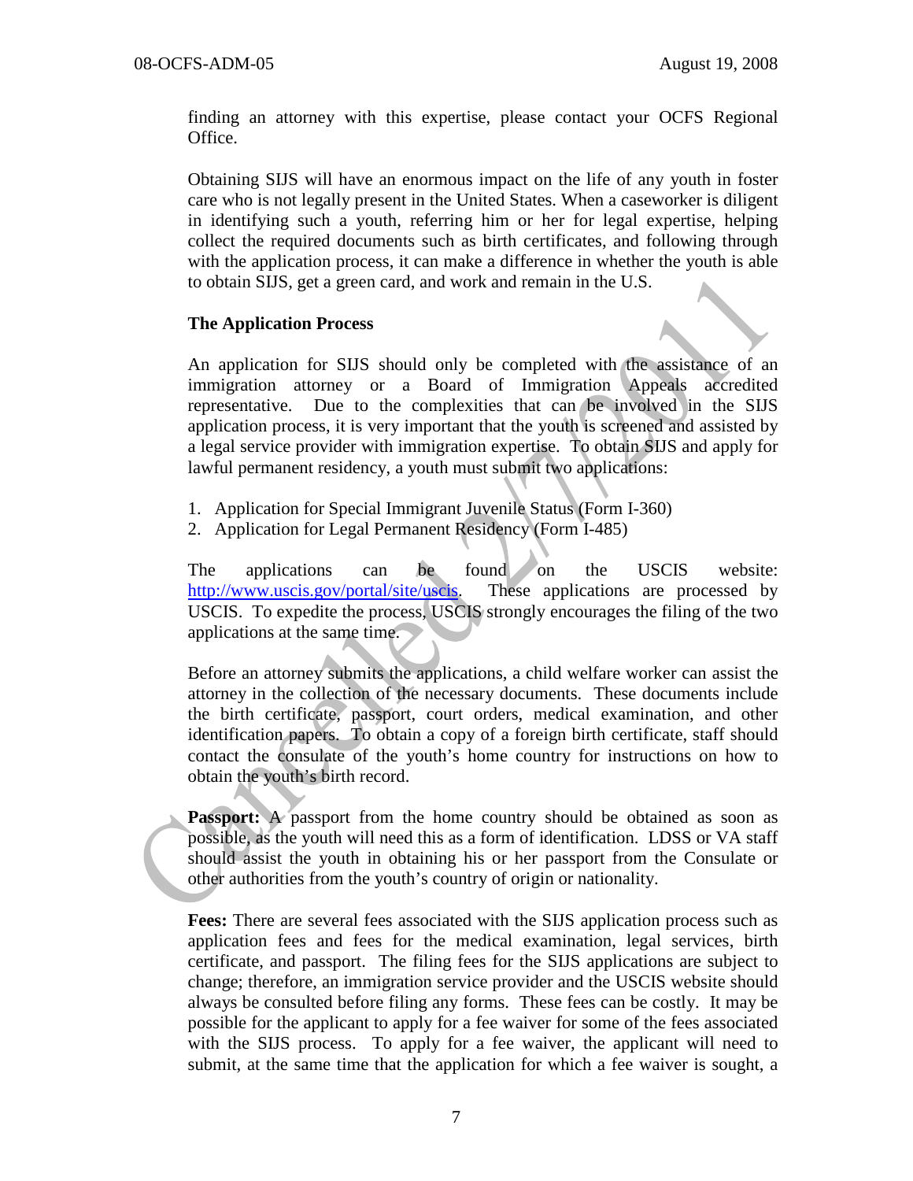finding an attorney with this expertise, please contact your OCFS Regional Office.

Obtaining SIJS will have an enormous impact on the life of any youth in foster care who is not legally present in the United States. When a caseworker is diligent in identifying such a youth, referring him or her for legal expertise, helping collect the required documents such as birth certificates, and following through with the application process, it can make a difference in whether the youth is able to obtain SIJS, get a green card, and work and remain in the U.S.

### The Application Process

An application for SIJS should only be completed with the assistance of an immigration attorney or a Board of Immigration Appeals accredited representative. Due to the complexities that can be involved in the SIJS application process, it is very important that the youth is screened and assisted by a legal service provider with immigration expertise. To obtain SIJS and apply for lawful permanent residency, a youth must submit two applications:

1. Application for Special Immigrant Juvenile Status (Form I-360)
2. Application for Legal Permanent Residency (Form I-485)

The applications can be found on the USCIS website: http://www.uscis.gov/portal/site/uscis. These applications are processed by USCIS. To expedite the process, USCIS strongly encourages the filing of the two applications at the same time.

Before an attorney submits the applications, a child welfare worker can assist the attorney in the collection of the necessary documents. These documents include the birth certificate, passport, court orders, medical examination, and other identification papers. To obtain a copy of a foreign birth certificate, staff should contact the consulate of the youth's home country for instructions on how to obtain the youth's birth record.

**Passport:** A passport from the home country should be obtained as soon as possible, as the youth will need this as a form of identification. LDSS or VA staff should assist the youth in obtaining his or her passport from the Consulate or other authorities from the youth's country of origin or nationality.

**Fees:** There are several fees associated with the SIJS application process such as application fees and fees for the medical examination, legal services, birth certificate, and passport. The filing fees for the SIJS applications are subject to change; therefore, an immigration service provider and the USCIS website should always be consulted before filing any forms. These fees can be costly. It may be possible for the applicant to apply for a fee waiver for some of the fees associated with the SIJS process. To apply for a fee waiver, the applicant will need to submit, at the same time that the application for which a fee waiver is sought, a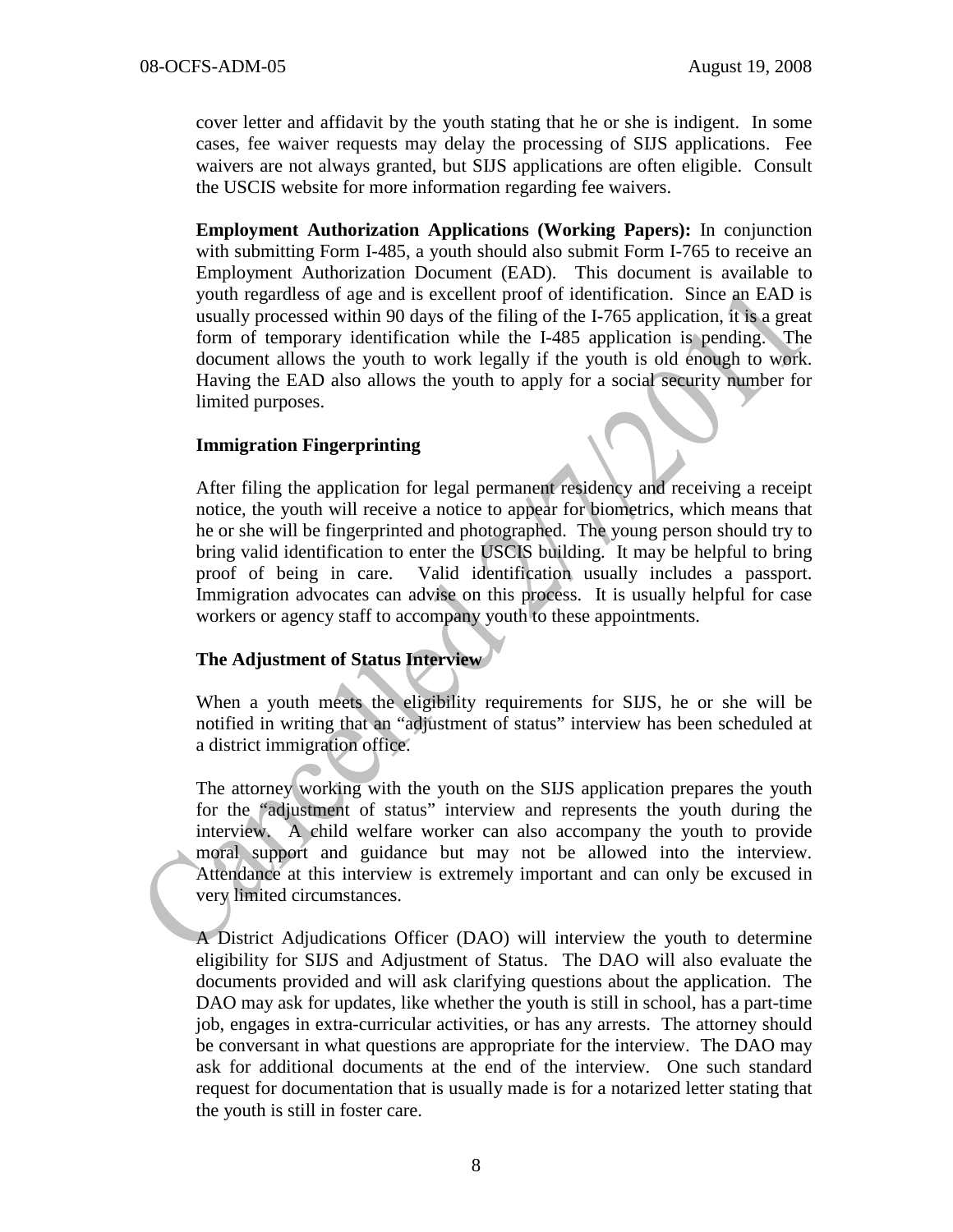cover letter and affidavit by the youth stating that he or she is indigent. In some cases, fee waiver requests may delay the processing of SIJS applications. Fee waivers are not always granted, but SIJS applications are often eligible. Consult the USCIS website for more information regarding fee waivers.

**Employment Authorization Applications (Working Papers):** In conjunction with submitting Form I-485, a youth should also submit Form I-765 to receive an Employment Authorization Document (EAD). This document is available to youth regardless of age and is excellent proof of identification. Since an EAD is usually processed within 90 days of the filing of the I-765 application, it is a great form of temporary identification while the I-485 application is pending. The document allows the youth to work legally if the youth is old enough to work. Having the EAD also allows the youth to apply for a social security number for limited purposes.

**Immigration Fingerprinting**

After filing the application for legal permanent residency and receiving a receipt notice, the youth will receive a notice to appear for biometrics, which means that he or she will be fingerprinted and photographed. The young person should try to bring valid identification to enter the USCIS building. It may be helpful to bring proof of being in care. Valid identification usually includes a passport. Immigration advocates can advise on this process. It is usually helpful for case workers or agency staff to accompany youth to these appointments.

**The Adjustment of Status Interview**

When a youth meets the eligibility requirements for SIJS, he or she will be notified in writing that an "adjustment of status" interview has been scheduled at a district immigration office.

The attorney working with the youth on the SIJS application prepares the youth for the "adjustment of status" interview and represents the youth during the interview. A child welfare worker can also accompany the youth to provide moral support and guidance but may not be allowed into the interview. Attendance at this interview is extremely important and can only be excused in very limited circumstances.

A District Adjudications Officer (DAO) will interview the youth to determine eligibility for SIJS and Adjustment of Status. The DAO will also evaluate the documents provided and will ask clarifying questions about the application. The DAO may ask for updates, like whether the youth is still in school, has a part-time job, engages in extra-curricular activities, or has any arrests. The attorney should be conversant in what questions are appropriate for the interview. The DAO may ask for additional documents at the end of the interview. One such standard request for documentation that is usually made is for a notarized letter stating that the youth is still in foster care.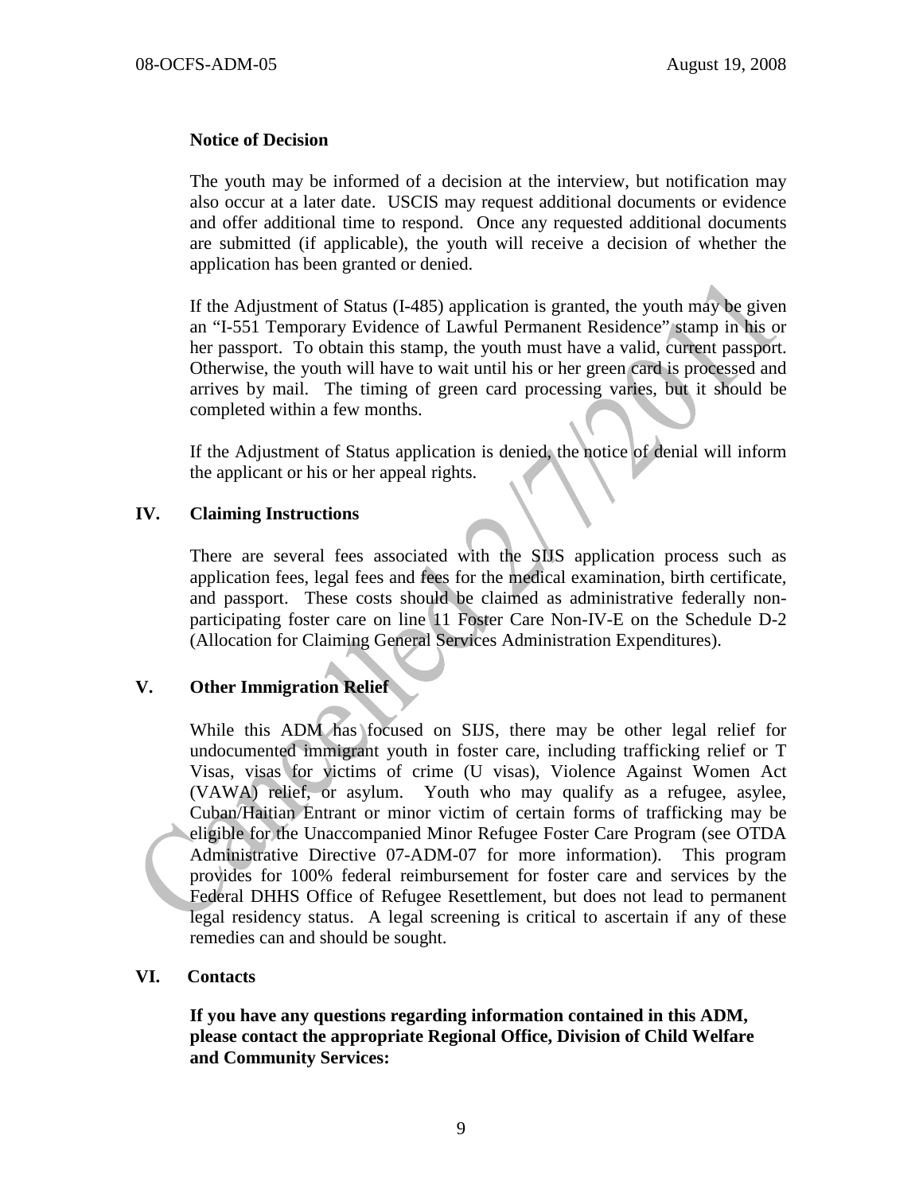**Notice of Decision**

The youth may be informed of a decision at the interview, but notification may also occur at a later date. USCIS may request additional documents or evidence and offer additional time to respond. Once any requested additional documents are submitted (if applicable), the youth will receive a decision of whether the application has been granted or denied.

If the Adjustment of Status (I-485) application is granted, the youth may be given an "I-551 Temporary Evidence of Lawful Permanent Residence" stamp in his or her passport. To obtain this stamp, the youth must have a valid, current passport. Otherwise, the youth will have to wait until his or her green card is processed and arrives by mail. The timing of green card processing varies, but it should be completed within a few months.

If the Adjustment of Status application is denied, the notice of denial will inform the applicant or his or her appeal rights.

## IV. Claiming Instructions

There are several fees associated with the SIJS application process such as application fees, legal fees and fees for the medical examination, birth certificate, and passport. These costs should be claimed as administrative federally non-participating foster care on line 11 Foster Care Non-IV-E on the Schedule D-2 (Allocation for Claiming General Services Administration Expenditures).

## V. Other Immigration Relief

While this ADM has focused on SIJS, there may be other legal relief for undocumented immigrant youth in foster care, including trafficking relief or T Visas, visas for victims of crime (U visas), Violence Against Women Act (VAWA) relief, or asylum. Youth who may qualify as a refugee, asylee, Cuban/Haitian Entrant or minor victim of certain forms of trafficking may be eligible for the Unaccompanied Minor Refugee Foster Care Program (see OTDA Administrative Directive 07-ADM-07 for more information). This program provides for 100% federal reimbursement for foster care and services by the Federal DHHS Office of Refugee Resettlement, but does not lead to permanent legal residency status. A legal screening is critical to ascertain if any of these remedies can and should be sought.

## VI. Contacts

**If you have any questions regarding information contained in this ADM, please contact the appropriate Regional Office, Division of Child Welfare and Community Services:**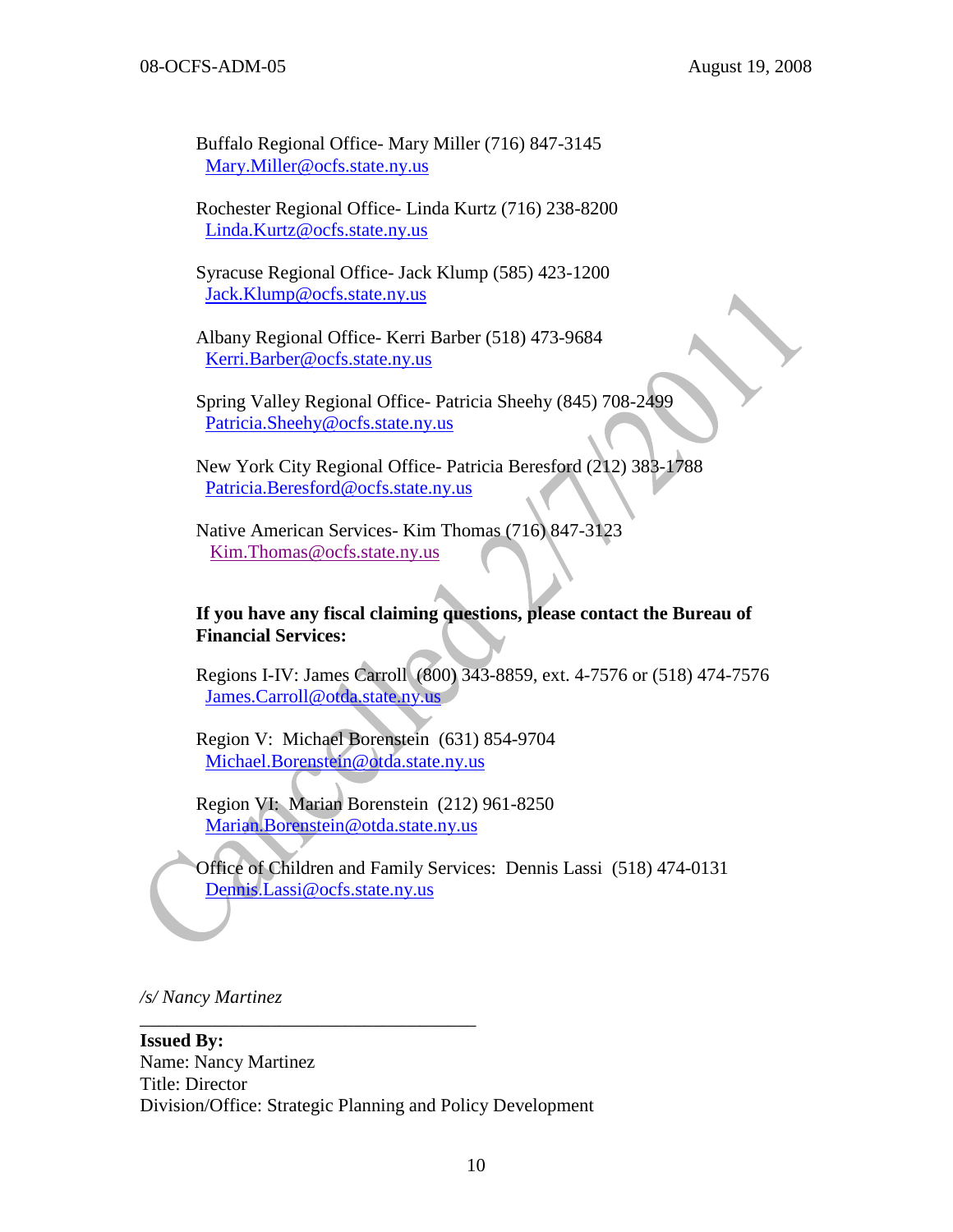Buffalo Regional Office- Mary Miller (716) 847-3145
Mary.Miller@ocfs.state.ny.us

Rochester Regional Office- Linda Kurtz (716) 238-8200
Linda.Kurtz@ocfs.state.ny.us

Syracuse Regional Office- Jack Klump (585) 423-1200
Jack.Klump@ocfs.state.ny.us

Albany Regional Office- Kerri Barber (518) 473-9684
Kerri.Barber@ocfs.state.ny.us

Spring Valley Regional Office- Patricia Sheehy (845) 708-2499
Patricia.Sheehy@ocfs.state.ny.us

New York City Regional Office- Patricia Beresford (212) 383-1788
Patricia.Beresford@ocfs.state.ny.us

Native American Services- Kim Thomas (716) 847-3123
Kim.Thomas@ocfs.state.ny.us

**If you have any fiscal claiming questions, please contact the Bureau of Financial Services:**

Regions I-IV: James Carroll (800) 343-8859, ext. 4-7576 or (518) 474-7576
James.Carroll@otda.state.ny.us

Region V: Michael Borenstein (631) 854-9704
Michael.Borenstein@otda.state.ny.us

Region VI: Marian Borenstein (212) 961-8250
Marian.Borenstein@otda.state.ny.us

Office of Children and Family Services: Dennis Lassi (518) 474-0131
Dennis.Lassi@ocfs.state.ny.us

*/s/ Nancy Martinez*

**Issued By:**
Name: Nancy Martinez
Title: Director
Division/Office: Strategic Planning and Policy Development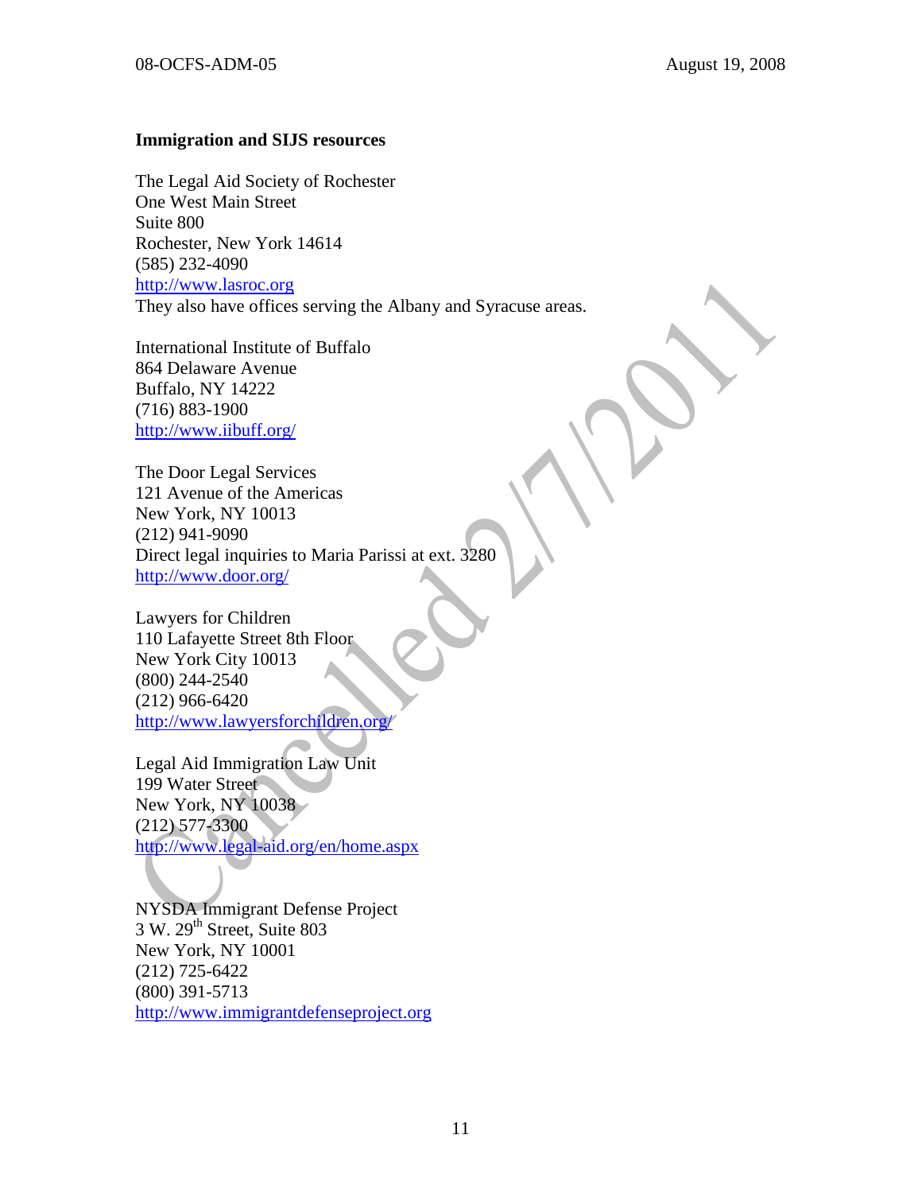**Immigration and SIJS resources**

The Legal Aid Society of Rochester  
One West Main Street  
Suite 800  
Rochester, New York 14614  
(585) 232-4090  
http://www.lasroc.org  
They also have offices serving the Albany and Syracuse areas.

International Institute of Buffalo  
864 Delaware Avenue  
Buffalo, NY 14222  
(716) 883-1900  
http://www.iibuff.org/

The Door Legal Services  
121 Avenue of the Americas  
New York, NY 10013  
(212) 941-9090  
Direct legal inquiries to Maria Parissi at ext. 3280  
http://www.door.org/

Lawyers for Children  
110 Lafayette Street 8th Floor  
New York City 10013  
(800) 244-2540  
(212) 966-6420  
http://www.lawyersforchildren.org/

Legal Aid Immigration Law Unit  
199 Water Street  
New York, NY 10038  
(212) 577-3300  
http://www.legal-aid.org/en/home.aspx

NYSDA Immigrant Defense Project  
3 W. 29th Street, Suite 803  
New York, NY 10001  
(212) 725-6422  
(800) 391-5713  
http://www.immigrantdefenseproject.org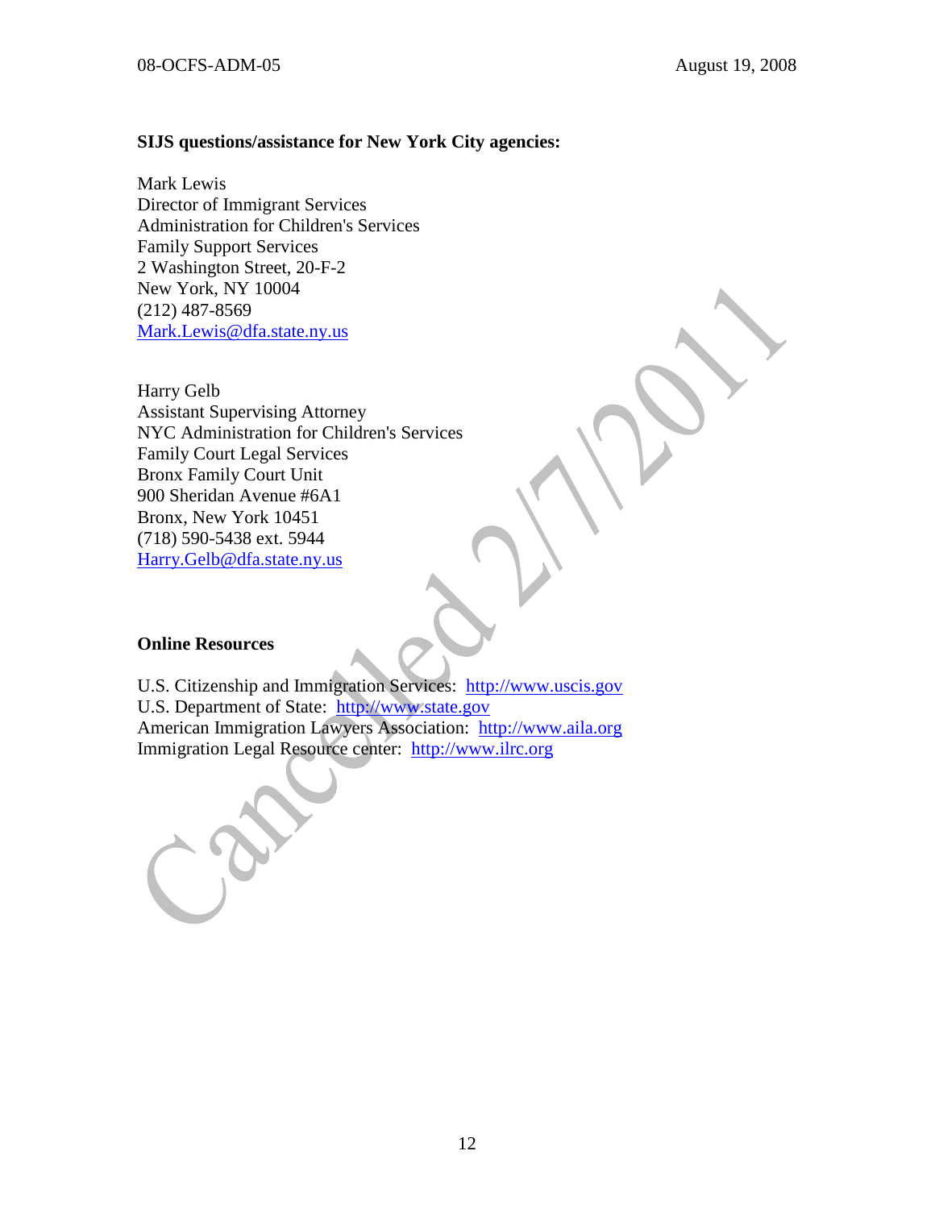**SIJS questions/assistance for New York City agencies:**

Mark Lewis
Director of Immigrant Services
Administration for Children's Services
Family Support Services
2 Washington Street, 20-F-2
New York, NY 10004
(212) 487-8569
Mark.Lewis@dfa.state.ny.us

Harry Gelb
Assistant Supervising Attorney
NYC Administration for Children's Services
Family Court Legal Services
Bronx Family Court Unit
900 Sheridan Avenue #6A1
Bronx, New York 10451
(718) 590-5438 ext. 5944
Harry.Gelb@dfa.state.ny.us

**Online Resources**

U.S. Citizenship and Immigration Services: http://www.uscis.gov
U.S. Department of State: http://www.state.gov
American Immigration Lawyers Association: http://www.aila.org
Immigration Legal Resource center: http://www.ilrc.org